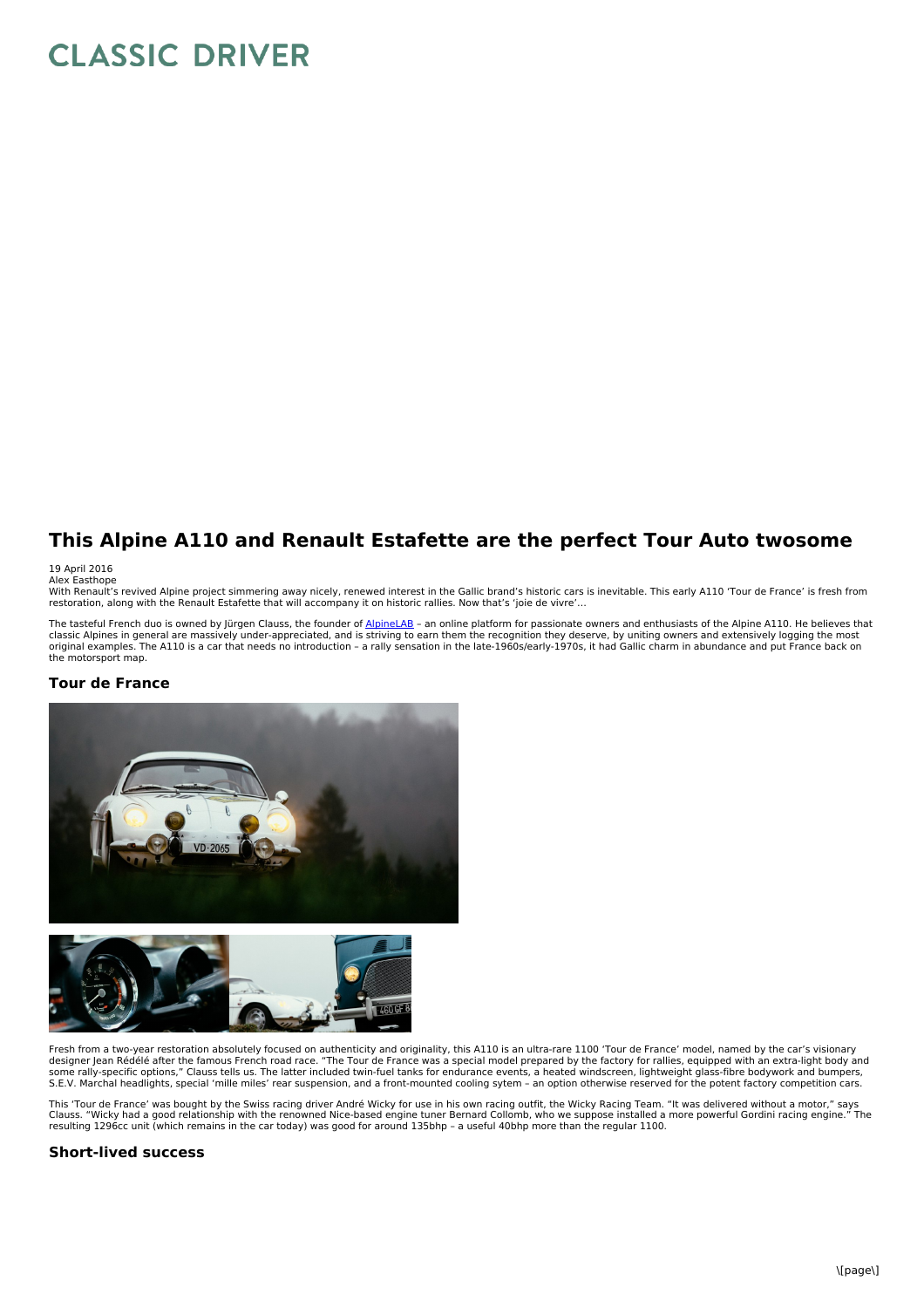# CLASSIC DRIVER

## This Alpine A110 and Renault Estafette are the perfect Tour Auto twosome

19 April 2016
Alex Easthope

With Renault's revived Alpine project simmering away nicely, renewed interest in the Gallic brand's historic cars is inevitable. This early A110 'Tour de France' is fresh from restoration, along with the Renault Estafette that will accompany it on historic rallies. Now that's 'joie de vivre'…

The tasteful French duo is owned by Jürgen Clauss, the founder of AlpineLAB – an online platform for passionate owners and enthusiasts of the Alpine A110. He believes that classic Alpines in general are massively under-appreciated, and is striving to earn them the recognition they deserve, by uniting owners and extensively logging the most original examples. The A110 is a car that needs no introduction – a rally sensation in the late-1960s/early-1970s, it had Gallic charm in abundance and put France back on the motorsport map.

### Tour de France

Fresh from a two-year restoration absolutely focused on authenticity and originality, this A110 is an ultra-rare 1100 'Tour de France' model, named by the car's visionary designer Jean Rédélé after the famous French road race. "The Tour de France was a special model prepared by the factory for rallies, equipped with an extra-light body and some rally-specific options," Clauss tells us. The latter included twin-fuel tanks for endurance events, a heated windscreen, lightweight glass-fibre bodywork and bumpers, S.E.V. Marchal headlights, special 'mille miles' rear suspension, and a front-mounted cooling sytem – an option otherwise reserved for the potent factory competition cars.

This 'Tour de France' was bought by the Swiss racing driver André Wicky for use in his own racing outfit, the Wicky Racing Team. "It was delivered without a motor," says Clauss. "Wicky had a good relationship with the renowned Nice-based engine tuner Bernard Collomb, who we suppose installed a more powerful Gordini racing engine." The resulting 1296cc unit (which remains in the car today) was good for around 135bhp – a useful 40bhp more than the regular 1100.

### Short-lived success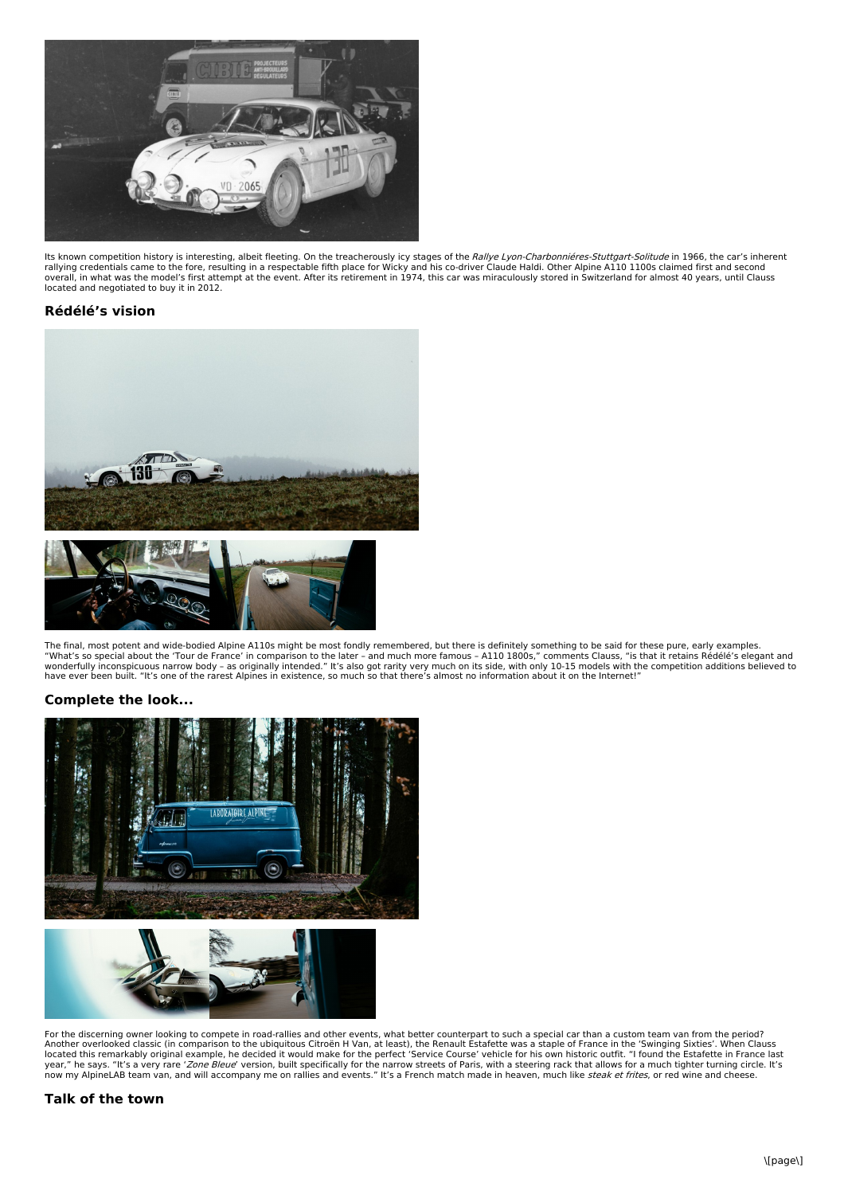Its known competition history is interesting, albeit fleeting. On the treacherously icy stages of the *Rallye Lyon-Charbonniéres-Stuttgart-Solitude* in 1966, the car's inherent rallying credentials came to the fore, resulting in a respectable fifth place for Wicky and his co-driver Claude Haldi. Other Alpine A110 1100s claimed first and second overall, in what was the model's first attempt at the event. After its retirement in 1974, this car was miraculously stored in Switzerland for almost 40 years, until Clauss located and negotiated to buy it in 2012.

## Rédélé's vision

The final, most potent and wide-bodied Alpine A110s might be most fondly remembered, but there is definitely something to be said for these pure, early examples. "What's so special about the 'Tour de France' in comparison to the later – and much more famous – A110 1800s," comments Clauss, "is that it retains Rédélé's elegant and wonderfully inconspicuous narrow body – as originally intended." It's also got rarity very much on its side, with only 10-15 models with the competition additions believed to have ever been built. "It's one of the rarest Alpines in existence, so much so that there's almost no information about it on the Internet!"

## Complete the look...

For the discerning owner looking to compete in road-rallies and other events, what better counterpart to such a special car than a custom team van from the period? Another overlooked classic (in comparison to the ubiquitous Citroën H Van, at least), the Renault Estafette was a staple of France in the 'Swinging Sixties'. When Clauss located this remarkably original example, he decided it would make for the perfect 'Service Course' vehicle for his own historic outfit. "I found the Estafette in France last year," he says. "It's a very rare '*Zone Bleue*' version, built specifically for the narrow streets of Paris, with a steering rack that allows for a much tighter turning circle. It's now my AlpineLAB team van, and will accompany me on rallies and events." It's a French match made in heaven, much like *steak et frites*, or red wine and cheese.

## Talk of the town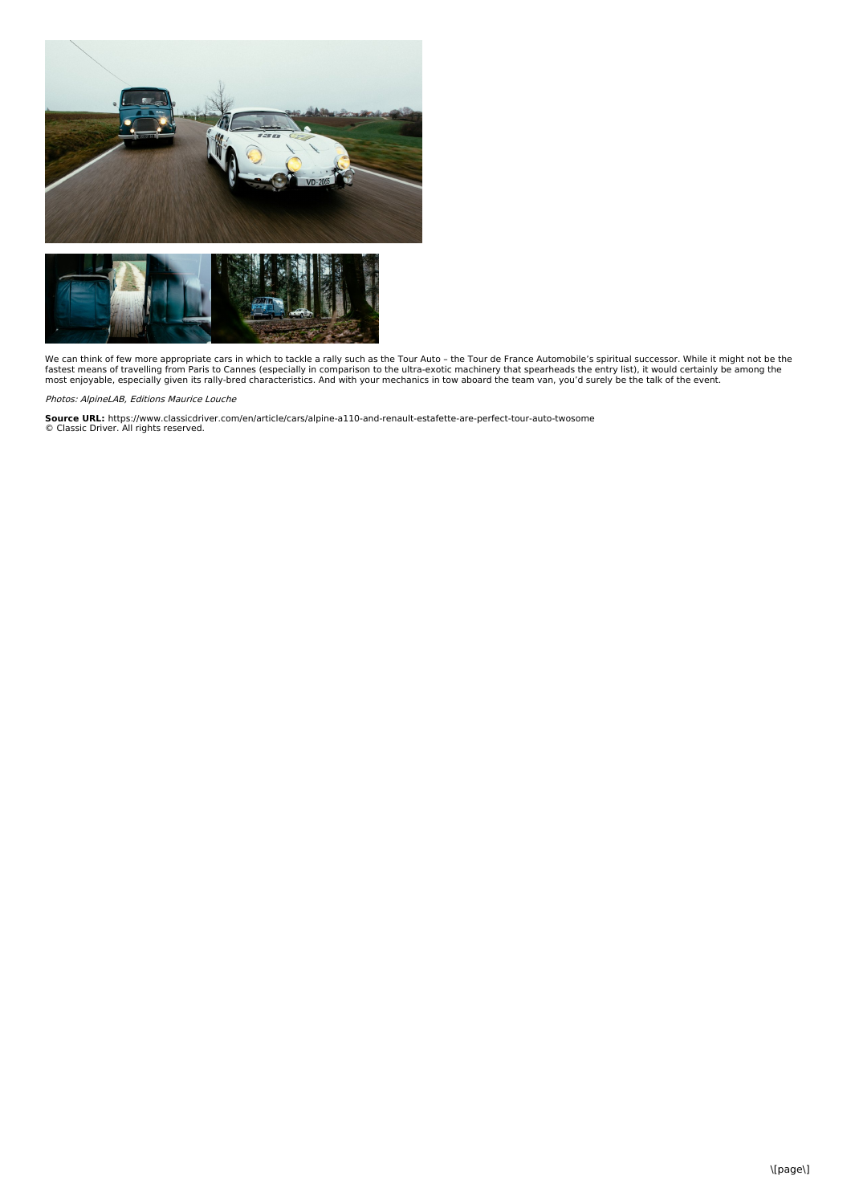We can think of few more appropriate cars in which to tackle a rally such as the Tour Auto – the Tour de France Automobile's spiritual successor. While it might not be the fastest means of travelling from Paris to Cannes (especially in comparison to the ultra-exotic machinery that spearheads the entry list), it would certainly be among the most enjoyable, especially given its rally-bred characteristics. And with your mechanics in tow aboard the team van, you'd surely be the talk of the event.

*Photos: AlpineLAB, Editions Maurice Louche*

**Source URL:** https://www.classicdriver.com/en/article/cars/alpine-a110-and-renault-estafette-are-perfect-tour-auto-twosome
© Classic Driver. All rights reserved.